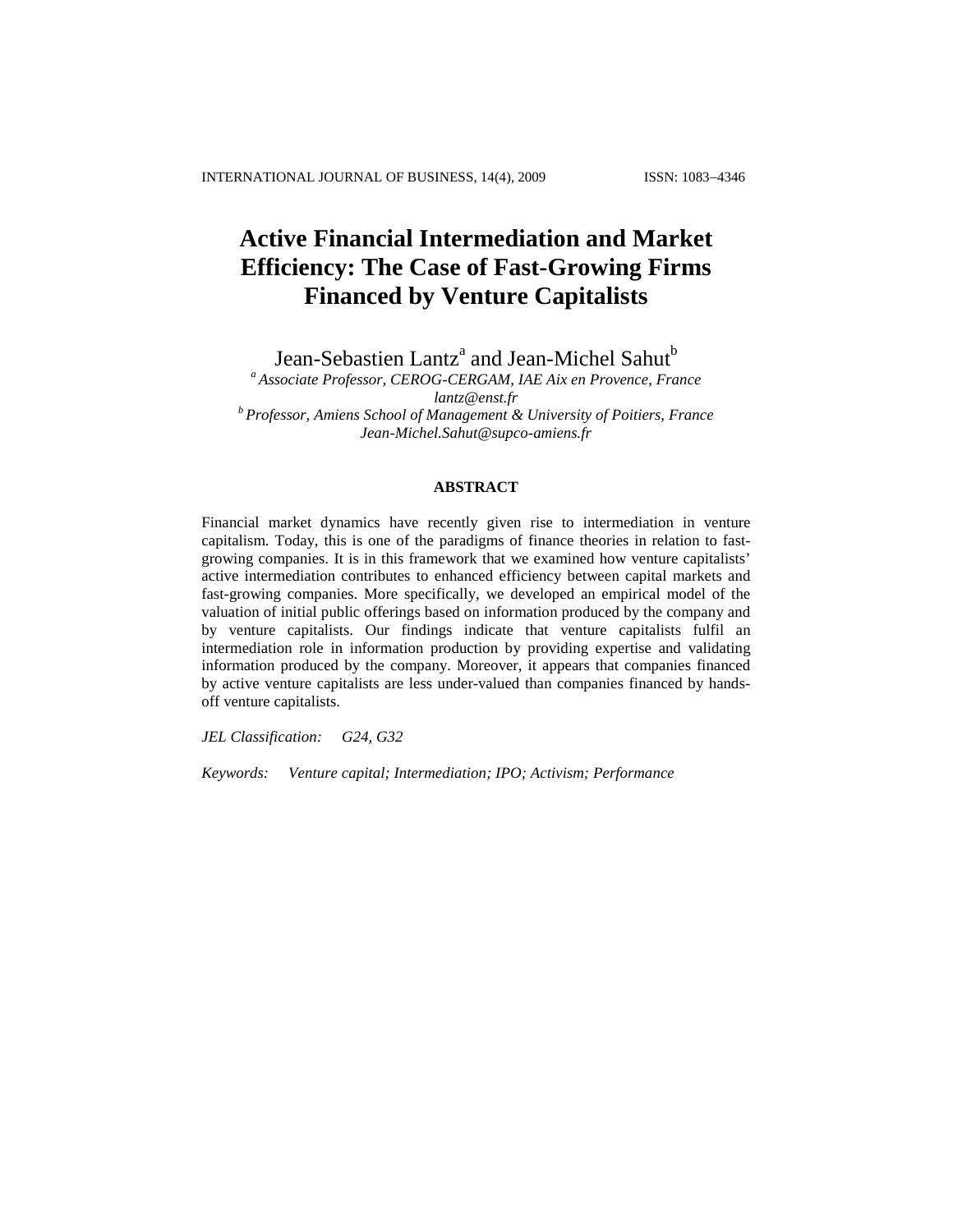# Active Financial Intermediation and Market Efficiency: The Case of Fast-Growing Firms Financed by Venture Capitalists

Jean-Sebastien Lantz[a] and Jean-Michel Sahut[b]

[a] *Associate Professor, CEROG-CERGAM, IAE Aix en Provence, France*
*lantz@enst.fr*

[b] *Professor, Amiens School of Management & University of Poitiers, France*
*Jean-Michel.Sahut@supco-amiens.fr*

## ABSTRACT

Financial market dynamics have recently given rise to intermediation in venture capitalism. Today, this is one of the paradigms of finance theories in relation to fast-growing companies. It is in this framework that we examined how venture capitalists' active intermediation contributes to enhanced efficiency between capital markets and fast-growing companies. More specifically, we developed an empirical model of the valuation of initial public offerings based on information produced by the company and by venture capitalists. Our findings indicate that venture capitalists fulfil an intermediation role in information production by providing expertise and validating information produced by the company. Moreover, it appears that companies financed by active venture capitalists are less under-valued than companies financed by hands-off venture capitalists.

*JEL Classification:* *G24, G32*

*Keywords:* *Venture capital; Intermediation; IPO; Activism; Performance*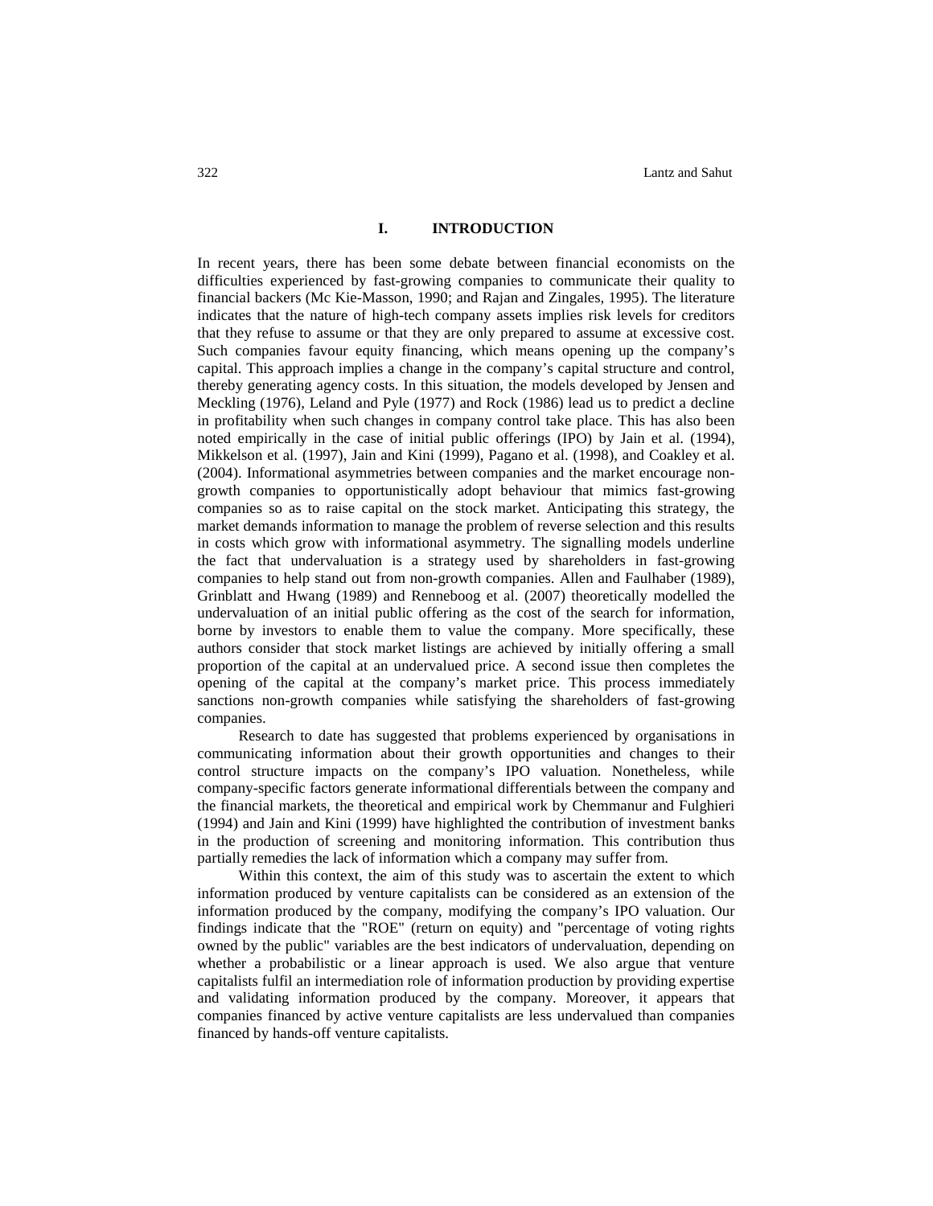## I. INTRODUCTION

In recent years, there has been some debate between financial economists on the difficulties experienced by fast-growing companies to communicate their quality to financial backers (Mc Kie-Masson, 1990; and Rajan and Zingales, 1995). The literature indicates that the nature of high-tech company assets implies risk levels for creditors that they refuse to assume or that they are only prepared to assume at excessive cost. Such companies favour equity financing, which means opening up the company's capital. This approach implies a change in the company's capital structure and control, thereby generating agency costs. In this situation, the models developed by Jensen and Meckling (1976), Leland and Pyle (1977) and Rock (1986) lead us to predict a decline in profitability when such changes in company control take place. This has also been noted empirically in the case of initial public offerings (IPO) by Jain et al. (1994), Mikkelson et al. (1997), Jain and Kini (1999), Pagano et al. (1998), and Coakley et al. (2004). Informational asymmetries between companies and the market encourage non-growth companies to opportunistically adopt behaviour that mimics fast-growing companies so as to raise capital on the stock market. Anticipating this strategy, the market demands information to manage the problem of reverse selection and this results in costs which grow with informational asymmetry. The signalling models underline the fact that undervaluation is a strategy used by shareholders in fast-growing companies to help stand out from non-growth companies. Allen and Faulhaber (1989), Grinblatt and Hwang (1989) and Renneboog et al. (2007) theoretically modelled the undervaluation of an initial public offering as the cost of the search for information, borne by investors to enable them to value the company. More specifically, these authors consider that stock market listings are achieved by initially offering a small proportion of the capital at an undervalued price. A second issue then completes the opening of the capital at the company's market price. This process immediately sanctions non-growth companies while satisfying the shareholders of fast-growing companies.

Research to date has suggested that problems experienced by organisations in communicating information about their growth opportunities and changes to their control structure impacts on the company's IPO valuation. Nonetheless, while company-specific factors generate informational differentials between the company and the financial markets, the theoretical and empirical work by Chemmanur and Fulghieri (1994) and Jain and Kini (1999) have highlighted the contribution of investment banks in the production of screening and monitoring information. This contribution thus partially remedies the lack of information which a company may suffer from.

Within this context, the aim of this study was to ascertain the extent to which information produced by venture capitalists can be considered as an extension of the information produced by the company, modifying the company's IPO valuation. Our findings indicate that the "ROE" (return on equity) and "percentage of voting rights owned by the public" variables are the best indicators of undervaluation, depending on whether a probabilistic or a linear approach is used. We also argue that venture capitalists fulfil an intermediation role of information production by providing expertise and validating information produced by the company. Moreover, it appears that companies financed by active venture capitalists are less undervalued than companies financed by hands-off venture capitalists.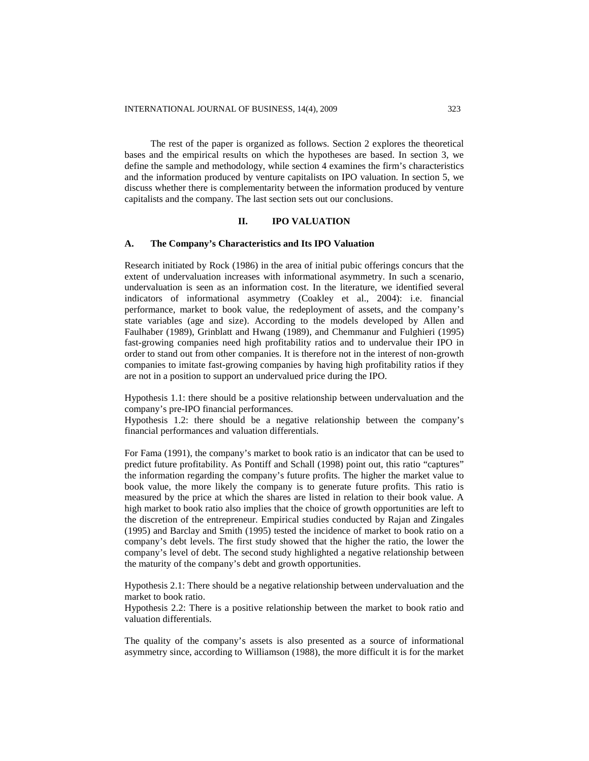The rest of the paper is organized as follows. Section 2 explores the theoretical bases and the empirical results on which the hypotheses are based. In section 3, we define the sample and methodology, while section 4 examines the firm's characteristics and the information produced by venture capitalists on IPO valuation. In section 5, we discuss whether there is complementarity between the information produced by venture capitalists and the company. The last section sets out our conclusions.

## II. IPO VALUATION

### A. The Company's Characteristics and Its IPO Valuation

Research initiated by Rock (1986) in the area of initial pubic offerings concurs that the extent of undervaluation increases with informational asymmetry. In such a scenario, undervaluation is seen as an information cost. In the literature, we identified several indicators of informational asymmetry (Coakley et al., 2004): i.e. financial performance, market to book value, the redeployment of assets, and the company's state variables (age and size). According to the models developed by Allen and Faulhaber (1989), Grinblatt and Hwang (1989), and Chemmanur and Fulghieri (1995) fast-growing companies need high profitability ratios and to undervalue their IPO in order to stand out from other companies. It is therefore not in the interest of non-growth companies to imitate fast-growing companies by having high profitability ratios if they are not in a position to support an undervalued price during the IPO.

Hypothesis 1.1: there should be a positive relationship between undervaluation and the company's pre-IPO financial performances.
Hypothesis 1.2: there should be a negative relationship between the company's financial performances and valuation differentials.

For Fama (1991), the company's market to book ratio is an indicator that can be used to predict future profitability. As Pontiff and Schall (1998) point out, this ratio "captures" the information regarding the company's future profits. The higher the market value to book value, the more likely the company is to generate future profits. This ratio is measured by the price at which the shares are listed in relation to their book value. A high market to book ratio also implies that the choice of growth opportunities are left to the discretion of the entrepreneur. Empirical studies conducted by Rajan and Zingales (1995) and Barclay and Smith (1995) tested the incidence of market to book ratio on a company's debt levels. The first study showed that the higher the ratio, the lower the company's level of debt. The second study highlighted a negative relationship between the maturity of the company's debt and growth opportunities.

Hypothesis 2.1: There should be a negative relationship between undervaluation and the market to book ratio.
Hypothesis 2.2: There is a positive relationship between the market to book ratio and valuation differentials.

The quality of the company's assets is also presented as a source of informational asymmetry since, according to Williamson (1988), the more difficult it is for the market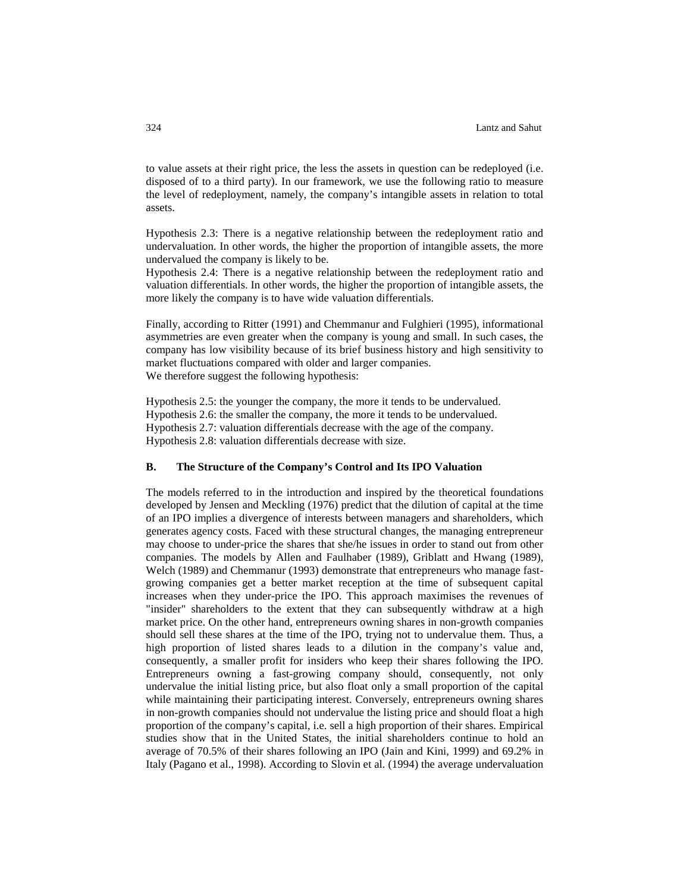to value assets at their right price, the less the assets in question can be redeployed (i.e. disposed of to a third party). In our framework, we use the following ratio to measure the level of redeployment, namely, the company's intangible assets in relation to total assets.

Hypothesis 2.3: There is a negative relationship between the redeployment ratio and undervaluation. In other words, the higher the proportion of intangible assets, the more undervalued the company is likely to be.
Hypothesis 2.4: There is a negative relationship between the redeployment ratio and valuation differentials. In other words, the higher the proportion of intangible assets, the more likely the company is to have wide valuation differentials.

Finally, according to Ritter (1991) and Chemmanur and Fulghieri (1995), informational asymmetries are even greater when the company is young and small. In such cases, the company has low visibility because of its brief business history and high sensitivity to market fluctuations compared with older and larger companies.
We therefore suggest the following hypothesis:

Hypothesis 2.5: the younger the company, the more it tends to be undervalued.
Hypothesis 2.6: the smaller the company, the more it tends to be undervalued.
Hypothesis 2.7: valuation differentials decrease with the age of the company.
Hypothesis 2.8: valuation differentials decrease with size.

### B. The Structure of the Company's Control and Its IPO Valuation

The models referred to in the introduction and inspired by the theoretical foundations developed by Jensen and Meckling (1976) predict that the dilution of capital at the time of an IPO implies a divergence of interests between managers and shareholders, which generates agency costs. Faced with these structural changes, the managing entrepreneur may choose to under-price the shares that she/he issues in order to stand out from other companies. The models by Allen and Faulhaber (1989), Griblatt and Hwang (1989), Welch (1989) and Chemmanur (1993) demonstrate that entrepreneurs who manage fast-growing companies get a better market reception at the time of subsequent capital increases when they under-price the IPO. This approach maximises the revenues of "insider" shareholders to the extent that they can subsequently withdraw at a high market price. On the other hand, entrepreneurs owning shares in non-growth companies should sell these shares at the time of the IPO, trying not to undervalue them. Thus, a high proportion of listed shares leads to a dilution in the company's value and, consequently, a smaller profit for insiders who keep their shares following the IPO. Entrepreneurs owning a fast-growing company should, consequently, not only undervalue the initial listing price, but also float only a small proportion of the capital while maintaining their participating interest. Conversely, entrepreneurs owning shares in non-growth companies should not undervalue the listing price and should float a high proportion of the company's capital, i.e. sell a high proportion of their shares. Empirical studies show that in the United States, the initial shareholders continue to hold an average of 70.5% of their shares following an IPO (Jain and Kini, 1999) and 69.2% in Italy (Pagano et al., 1998). According to Slovin et al. (1994) the average undervaluation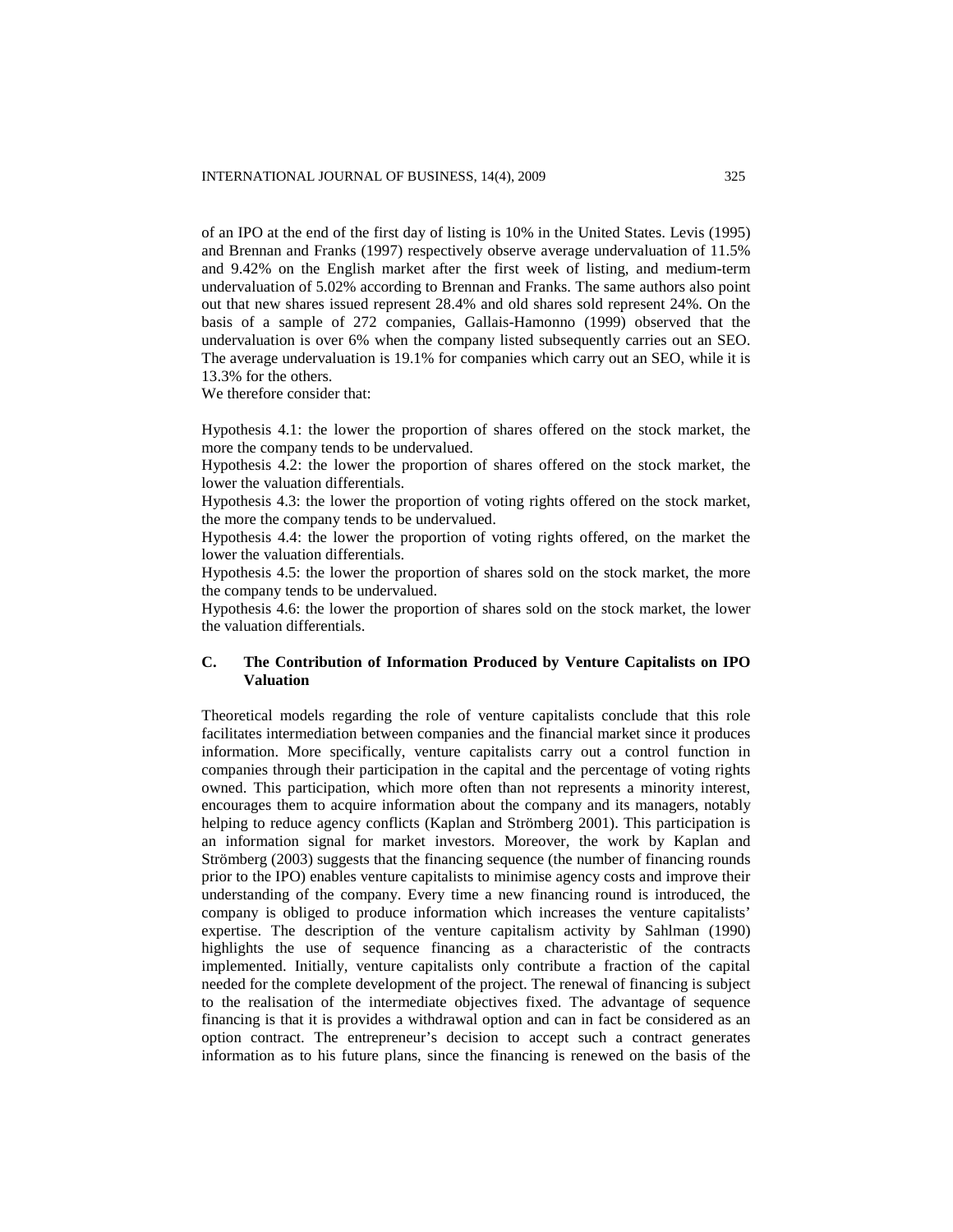of an IPO at the end of the first day of listing is 10% in the United States. Levis (1995) and Brennan and Franks (1997) respectively observe average undervaluation of 11.5% and 9.42% on the English market after the first week of listing, and medium-term undervaluation of 5.02% according to Brennan and Franks. The same authors also point out that new shares issued represent 28.4% and old shares sold represent 24%. On the basis of a sample of 272 companies, Gallais-Hamonno (1999) observed that the undervaluation is over 6% when the company listed subsequently carries out an SEO. The average undervaluation is 19.1% for companies which carry out an SEO, while it is 13.3% for the others.

We therefore consider that:

Hypothesis 4.1: the lower the proportion of shares offered on the stock market, the more the company tends to be undervalued.

Hypothesis 4.2: the lower the proportion of shares offered on the stock market, the lower the valuation differentials.

Hypothesis 4.3: the lower the proportion of voting rights offered on the stock market, the more the company tends to be undervalued.

Hypothesis 4.4: the lower the proportion of voting rights offered, on the market the lower the valuation differentials.

Hypothesis 4.5: the lower the proportion of shares sold on the stock market, the more the company tends to be undervalued.

Hypothesis 4.6: the lower the proportion of shares sold on the stock market, the lower the valuation differentials.

### C. The Contribution of Information Produced by Venture Capitalists on IPO Valuation

Theoretical models regarding the role of venture capitalists conclude that this role facilitates intermediation between companies and the financial market since it produces information. More specifically, venture capitalists carry out a control function in companies through their participation in the capital and the percentage of voting rights owned. This participation, which more often than not represents a minority interest, encourages them to acquire information about the company and its managers, notably helping to reduce agency conflicts (Kaplan and Strömberg 2001). This participation is an information signal for market investors. Moreover, the work by Kaplan and Strömberg (2003) suggests that the financing sequence (the number of financing rounds prior to the IPO) enables venture capitalists to minimise agency costs and improve their understanding of the company. Every time a new financing round is introduced, the company is obliged to produce information which increases the venture capitalists' expertise. The description of the venture capitalism activity by Sahlman (1990) highlights the use of sequence financing as a characteristic of the contracts implemented. Initially, venture capitalists only contribute a fraction of the capital needed for the complete development of the project. The renewal of financing is subject to the realisation of the intermediate objectives fixed. The advantage of sequence financing is that it is provides a withdrawal option and can in fact be considered as an option contract. The entrepreneur's decision to accept such a contract generates information as to his future plans, since the financing is renewed on the basis of the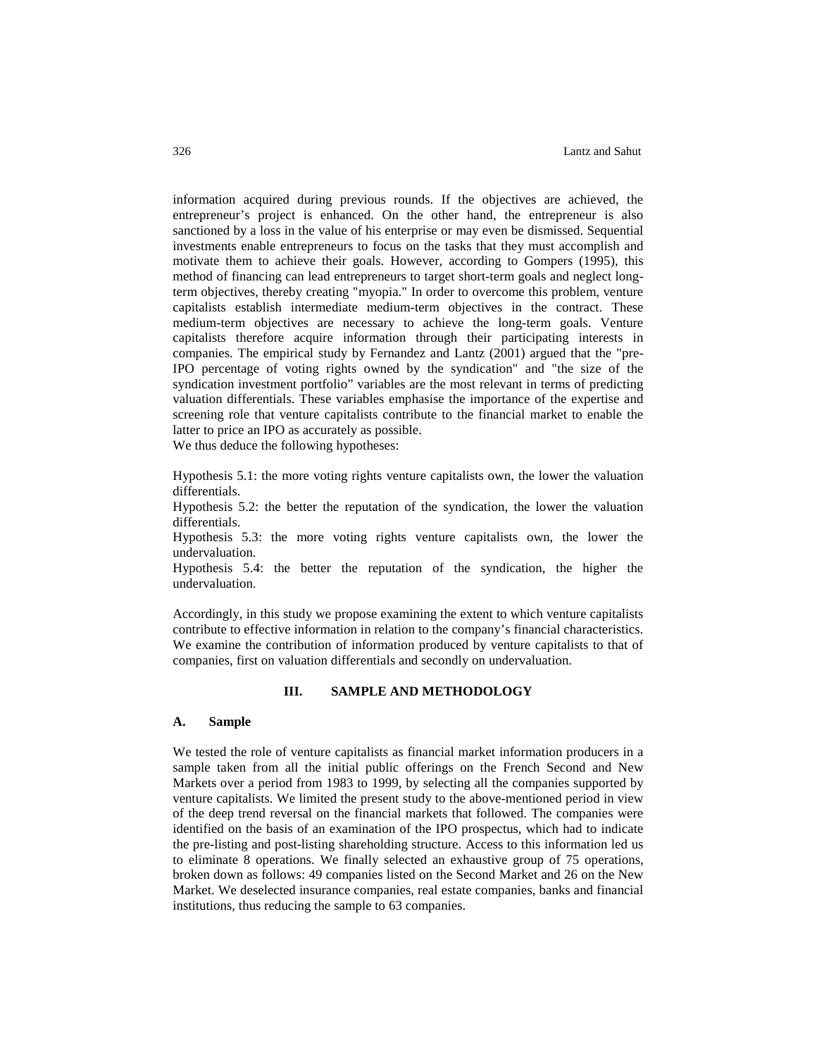information acquired during previous rounds. If the objectives are achieved, the entrepreneur's project is enhanced. On the other hand, the entrepreneur is also sanctioned by a loss in the value of his enterprise or may even be dismissed. Sequential investments enable entrepreneurs to focus on the tasks that they must accomplish and motivate them to achieve their goals. However, according to Gompers (1995), this method of financing can lead entrepreneurs to target short-term goals and neglect long-term objectives, thereby creating "myopia." In order to overcome this problem, venture capitalists establish intermediate medium-term objectives in the contract. These medium-term objectives are necessary to achieve the long-term goals. Venture capitalists therefore acquire information through their participating interests in companies. The empirical study by Fernandez and Lantz (2001) argued that the "pre-IPO percentage of voting rights owned by the syndication" and "the size of the syndication investment portfolio" variables are the most relevant in terms of predicting valuation differentials. These variables emphasise the importance of the expertise and screening role that venture capitalists contribute to the financial market to enable the latter to price an IPO as accurately as possible.

We thus deduce the following hypotheses:

Hypothesis 5.1: the more voting rights venture capitalists own, the lower the valuation differentials.

Hypothesis 5.2: the better the reputation of the syndication, the lower the valuation differentials.

Hypothesis 5.3: the more voting rights venture capitalists own, the lower the undervaluation.

Hypothesis 5.4: the better the reputation of the syndication, the higher the undervaluation.

Accordingly, in this study we propose examining the extent to which venture capitalists contribute to effective information in relation to the company's financial characteristics. We examine the contribution of information produced by venture capitalists to that of companies, first on valuation differentials and secondly on undervaluation.

## III. SAMPLE AND METHODOLOGY

### A. Sample

We tested the role of venture capitalists as financial market information producers in a sample taken from all the initial public offerings on the French Second and New Markets over a period from 1983 to 1999, by selecting all the companies supported by venture capitalists. We limited the present study to the above-mentioned period in view of the deep trend reversal on the financial markets that followed. The companies were identified on the basis of an examination of the IPO prospectus, which had to indicate the pre-listing and post-listing shareholding structure. Access to this information led us to eliminate 8 operations. We finally selected an exhaustive group of 75 operations, broken down as follows: 49 companies listed on the Second Market and 26 on the New Market. We deselected insurance companies, real estate companies, banks and financial institutions, thus reducing the sample to 63 companies.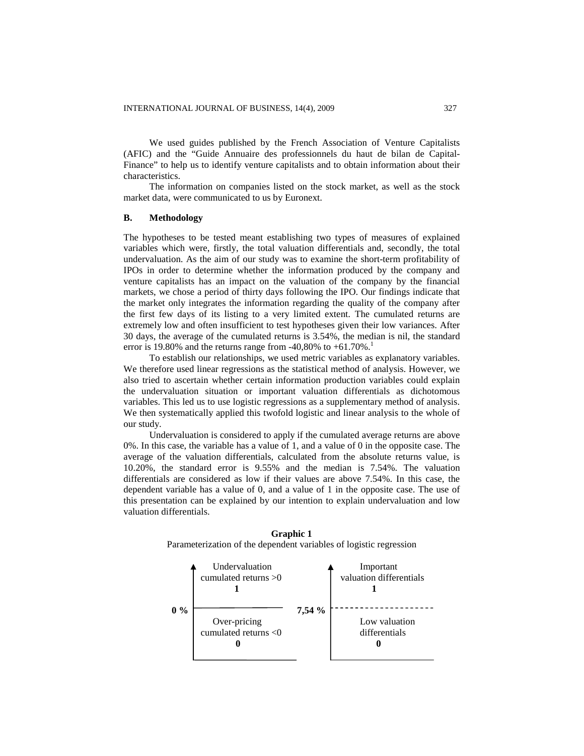We used guides published by the French Association of Venture Capitalists (AFIC) and the "Guide Annuaire des professionnels du haut de bilan de Capital-Finance" to help us to identify venture capitalists and to obtain information about their characteristics.

The information on companies listed on the stock market, as well as the stock market data, were communicated to us by Euronext.

### B. Methodology

The hypotheses to be tested meant establishing two types of measures of explained variables which were, firstly, the total valuation differentials and, secondly, the total undervaluation. As the aim of our study was to examine the short-term profitability of IPOs in order to determine whether the information produced by the company and venture capitalists has an impact on the valuation of the company by the financial markets, we chose a period of thirty days following the IPO. Our findings indicate that the market only integrates the information regarding the quality of the company after the first few days of its listing to a very limited extent. The cumulated returns are extremely low and often insufficient to test hypotheses given their low variances. After 30 days, the average of the cumulated returns is 3.54%, the median is nil, the standard error is 19.80% and the returns range from -40,80% to +61.70%.[1]

To establish our relationships, we used metric variables as explanatory variables. We therefore used linear regressions as the statistical method of analysis. However, we also tried to ascertain whether certain information production variables could explain the undervaluation situation or important valuation differentials as dichotomous variables. This led us to use logistic regressions as a supplementary method of analysis. We then systematically applied this twofold logistic and linear analysis to the whole of our study.

Undervaluation is considered to apply if the cumulated average returns are above 0%. In this case, the variable has a value of 1, and a value of 0 in the opposite case. The average of the valuation differentials, calculated from the absolute returns value, is 10.20%, the standard error is 9.55% and the median is 7.54%. The valuation differentials are considered as low if their values are above 7.54%. In this case, the dependent variable has a value of 0, and a value of 1 in the opposite case. The use of this presentation can be explained by our intention to explain undervaluation and low valuation differentials.

**Graphic 1**

Parameterization of the dependent variables of logistic regression

| Threshold | Category | Value |
|---|---|---|
| above 0 % | Undervaluation cumulated returns >0 | **1** |
| below 0 % | Over-pricing cumulated returns <0 | **0** |
| above 7,54 % | Important valuation differentials | **1** |
| below 7,54 % | Low valuation differentials | **0** |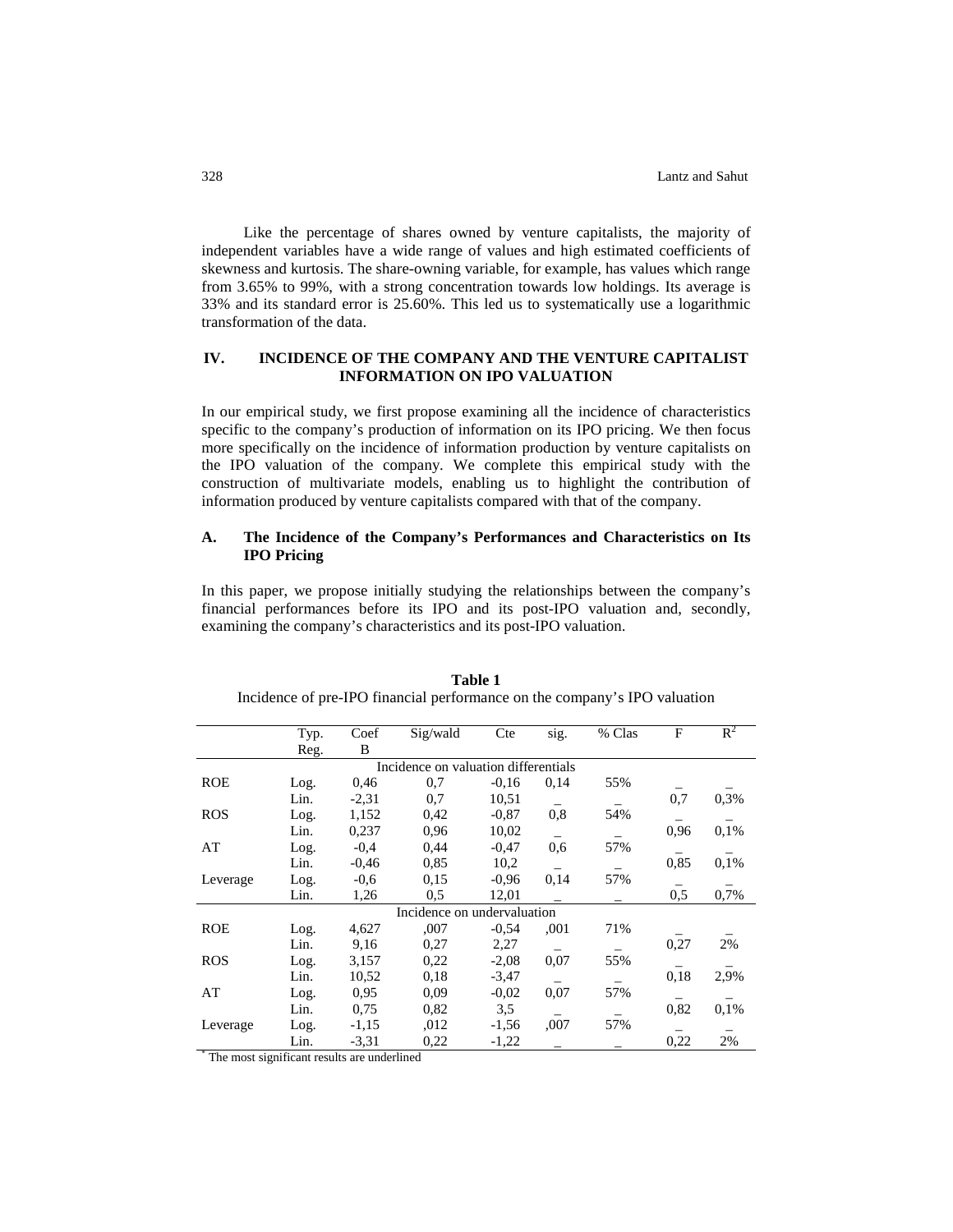Like the percentage of shares owned by venture capitalists, the majority of independent variables have a wide range of values and high estimated coefficients of skewness and kurtosis. The share-owning variable, for example, has values which range from 3.65% to 99%, with a strong concentration towards low holdings. Its average is 33% and its standard error is 25.60%. This led us to systematically use a logarithmic transformation of the data.

## IV. INCIDENCE OF THE COMPANY AND THE VENTURE CAPITALIST INFORMATION ON IPO VALUATION

In our empirical study, we first propose examining all the incidence of characteristics specific to the company's production of information on its IPO pricing. We then focus more specifically on the incidence of information production by venture capitalists on the IPO valuation of the company. We complete this empirical study with the construction of multivariate models, enabling us to highlight the contribution of information produced by venture capitalists compared with that of the company.

### A. The Incidence of the Company's Performances and Characteristics on Its IPO Pricing

In this paper, we propose initially studying the relationships between the company's financial performances before its IPO and its post-IPO valuation and, secondly, examining the company's characteristics and its post-IPO valuation.

**Table 1**
Incidence of pre-IPO financial performance on the company's IPO valuation

| | Typ. Reg. | Coef B | Sig/wald | Cte | sig. | % Clas | F | $R^2$ |
|---|---|---|---|---|---|---|---|---|
| | | | Incidence on valuation differentials | | | | | |
| ROE | Log. | 0,46 | 0,7 | -0,16 | 0,14 | 55% | _ | _ |
| | Lin. | -2,31 | 0,7 | 10,51 | _ | _ | 0,7 | 0,3% |
| ROS | Log. | 1,152 | 0,42 | -0,87 | 0,8 | 54% | _ | _ |
| | Lin. | 0,237 | 0,96 | 10,02 | _ | _ | 0,96 | 0,1% |
| AT | Log. | -0,4 | 0,44 | -0,47 | 0,6 | 57% | _ | _ |
| | Lin. | -0,46 | 0,85 | 10,2 | _ | _ | 0,85 | 0,1% |
| Leverage | Log. | -0,6 | 0,15 | -0,96 | 0,14 | 57% | _ | _ |
| | Lin. | 1,26 | 0,5 | 12,01 | _ | _ | 0,5 | 0,7% |
| | | | Incidence on undervaluation | | | | | |
| ROE | Log. | 4,627 | ,007 | -0,54 | ,001 | 71% | _ | _ |
| | Lin. | 9,16 | 0,27 | 2,27 | _ | _ | 0,27 | 2% |
| ROS | Log. | 3,157 | 0,22 | -2,08 | 0,07 | 55% | _ | _ |
| | Lin. | 10,52 | 0,18 | -3,47 | _ | _ | 0,18 | 2,9% |
| AT | Log. | 0,95 | 0,09 | -0,02 | 0,07 | 57% | _ | _ |
| | Lin. | 0,75 | 0,82 | 3,5 | _ | _ | 0,82 | 0,1% |
| Leverage | Log. | -1,15 | ,012 | -1,56 | ,007 | 57% | _ | _ |
| | Lin. | -3,31 | 0,22 | -1,22 | _ | _ | 0,22 | 2% |

* The most significant results are underlined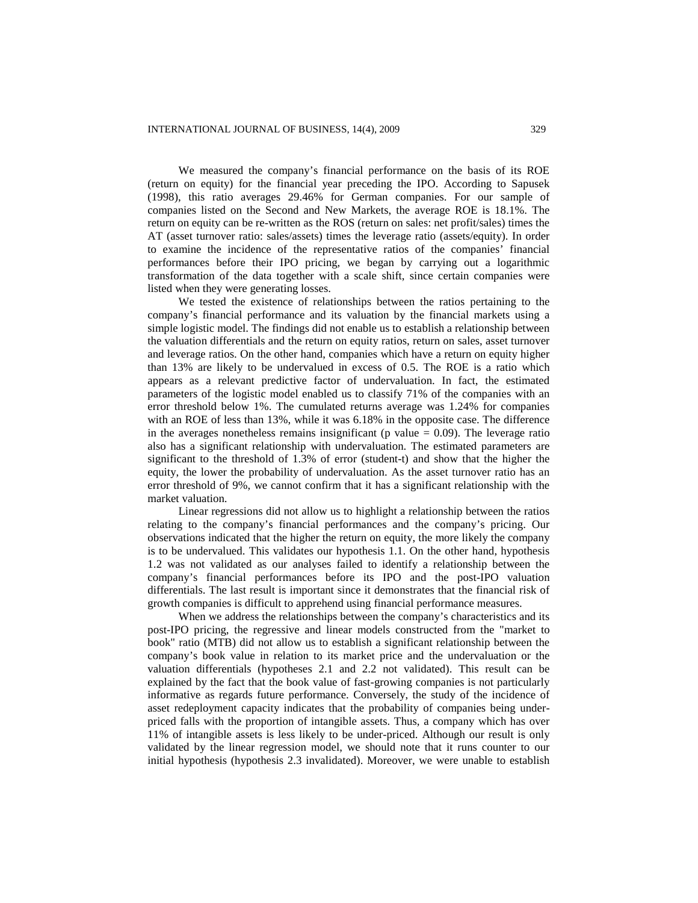We measured the company's financial performance on the basis of its ROE (return on equity) for the financial year preceding the IPO. According to Sapusek (1998), this ratio averages 29.46% for German companies. For our sample of companies listed on the Second and New Markets, the average ROE is 18.1%. The return on equity can be re-written as the ROS (return on sales: net profit/sales) times the AT (asset turnover ratio: sales/assets) times the leverage ratio (assets/equity). In order to examine the incidence of the representative ratios of the companies' financial performances before their IPO pricing, we began by carrying out a logarithmic transformation of the data together with a scale shift, since certain companies were listed when they were generating losses.

We tested the existence of relationships between the ratios pertaining to the company's financial performance and its valuation by the financial markets using a simple logistic model. The findings did not enable us to establish a relationship between the valuation differentials and the return on equity ratios, return on sales, asset turnover and leverage ratios. On the other hand, companies which have a return on equity higher than 13% are likely to be undervalued in excess of 0.5. The ROE is a ratio which appears as a relevant predictive factor of undervaluation. In fact, the estimated parameters of the logistic model enabled us to classify 71% of the companies with an error threshold below 1%. The cumulated returns average was 1.24% for companies with an ROE of less than 13%, while it was 6.18% in the opposite case. The difference in the averages nonetheless remains insignificant (p value = 0.09). The leverage ratio also has a significant relationship with undervaluation. The estimated parameters are significant to the threshold of 1.3% of error (student-t) and show that the higher the equity, the lower the probability of undervaluation. As the asset turnover ratio has an error threshold of 9%, we cannot confirm that it has a significant relationship with the market valuation.

Linear regressions did not allow us to highlight a relationship between the ratios relating to the company's financial performances and the company's pricing. Our observations indicated that the higher the return on equity, the more likely the company is to be undervalued. This validates our hypothesis 1.1. On the other hand, hypothesis 1.2 was not validated as our analyses failed to identify a relationship between the company's financial performances before its IPO and the post-IPO valuation differentials. The last result is important since it demonstrates that the financial risk of growth companies is difficult to apprehend using financial performance measures.

When we address the relationships between the company's characteristics and its post-IPO pricing, the regressive and linear models constructed from the "market to book" ratio (MTB) did not allow us to establish a significant relationship between the company's book value in relation to its market price and the undervaluation or the valuation differentials (hypotheses 2.1 and 2.2 not validated). This result can be explained by the fact that the book value of fast-growing companies is not particularly informative as regards future performance. Conversely, the study of the incidence of asset redeployment capacity indicates that the probability of companies being under-priced falls with the proportion of intangible assets. Thus, a company which has over 11% of intangible assets is less likely to be under-priced. Although our result is only validated by the linear regression model, we should note that it runs counter to our initial hypothesis (hypothesis 2.3 invalidated). Moreover, we were unable to establish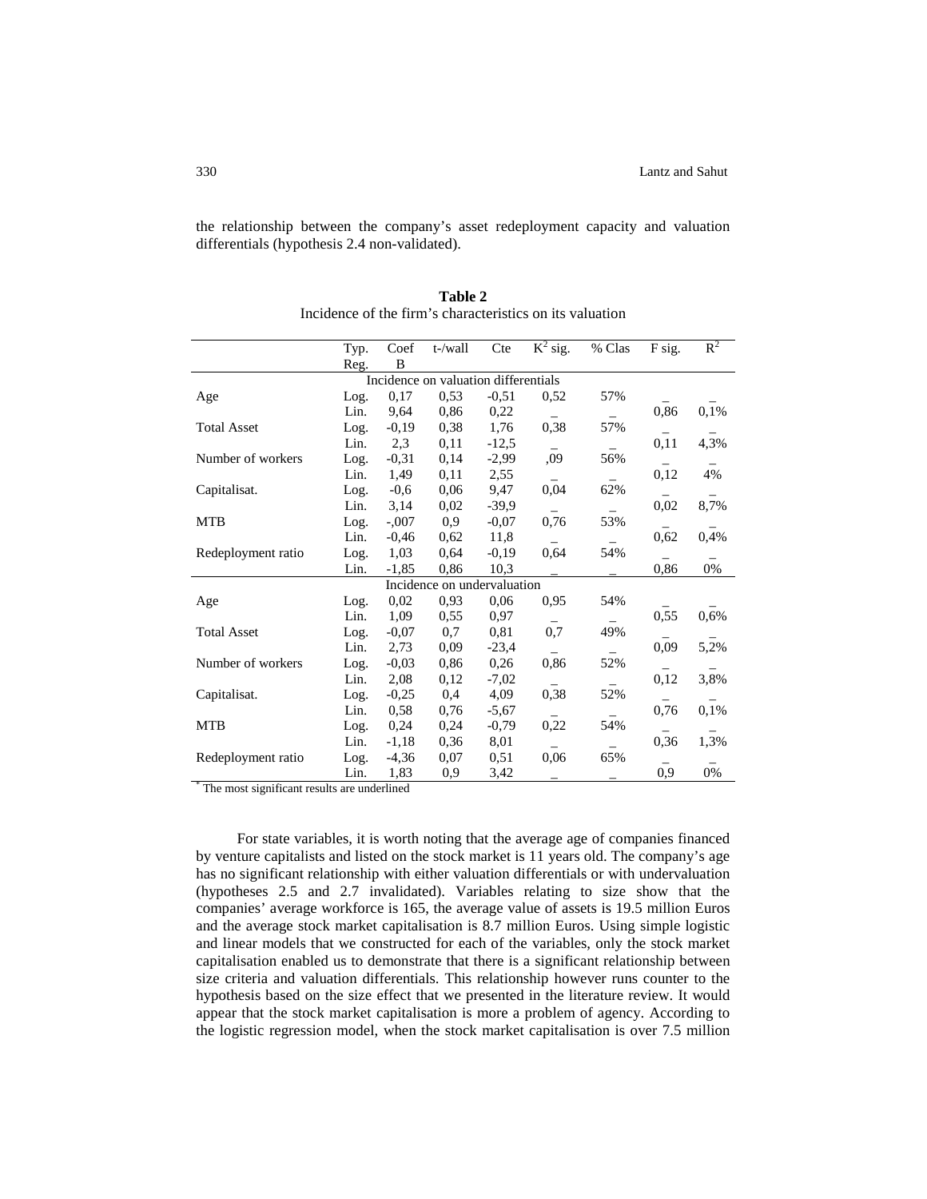the relationship between the company's asset redeployment capacity and valuation differentials (hypothesis 2.4 non-validated).

**Table 2**
Incidence of the firm's characteristics on its valuation

| | Typ. Reg. | Coef B | t-/wall | Cte | $K^2$ sig. | % Clas | F sig. | $R^2$ |
|---|---|---|---|---|---|---|---|---|
| | | | Incidence on valuation differentials | | | | | |
| Age | Log. | 0,17 | 0,53 | -0,51 | 0,52 | 57% | _ | _ |
| | Lin. | 9,64 | 0,86 | 0,22 | _ | _ | 0,86 | 0,1% |
| Total Asset | Log. | -0,19 | 0,38 | 1,76 | 0,38 | 57% | _ | _ |
| | Lin. | 2,3 | 0,11 | -12,5 | _ | _ | 0,11 | 4,3% |
| Number of workers | Log. | -0,31 | 0,14 | -2,99 | ,09 | 56% | _ | _ |
| | Lin. | 1,49 | 0,11 | 2,55 | _ | _ | 0,12 | 4% |
| Capitalisat. | Log. | -0,6 | 0,06 | 9,47 | 0,04 | 62% | _ | _ |
| | Lin. | 3,14 | 0,02 | -39,9 | _ | _ | 0,02 | 8,7% |
| MTB | Log. | -,007 | 0,9 | -0,07 | 0,76 | 53% | _ | _ |
| | Lin. | -0,46 | 0,62 | 11,8 | _ | _ | 0,62 | 0,4% |
| Redeployment ratio | Log. | 1,03 | 0,64 | -0,19 | 0,64 | 54% | _ | _ |
| | Lin. | -1,85 | 0,86 | 10,3 | _ | _ | 0,86 | 0% |
| | | | Incidence on undervaluation | | | | | |
| Age | Log. | 0,02 | 0,93 | 0,06 | 0,95 | 54% | _ | _ |
| | Lin. | 1,09 | 0,55 | 0,97 | _ | _ | 0,55 | 0,6% |
| Total Asset | Log. | -0,07 | 0,7 | 0,81 | 0,7 | 49% | _ | _ |
| | Lin. | 2,73 | 0,09 | -23,4 | _ | _ | 0,09 | 5,2% |
| Number of workers | Log. | -0,03 | 0,86 | 0,26 | 0,86 | 52% | _ | _ |
| | Lin. | 2,08 | 0,12 | -7,02 | _ | _ | 0,12 | 3,8% |
| Capitalisat. | Log. | -0,25 | 0,4 | 4,09 | 0,38 | 52% | _ | _ |
| | Lin. | 0,58 | 0,76 | -5,67 | _ | _ | 0,76 | 0,1% |
| MTB | Log. | 0,24 | 0,24 | -0,79 | 0,22 | 54% | _ | _ |
| | Lin. | -1,18 | 0,36 | 8,01 | _ | _ | 0,36 | 1,3% |
| Redeployment ratio | Log. | -4,36 | 0,07 | 0,51 | 0,06 | 65% | _ | _ |
| | Lin. | 1,83 | 0,9 | 3,42 | _ | _ | 0,9 | 0% |

* The most significant results are underlined

For state variables, it is worth noting that the average age of companies financed by venture capitalists and listed on the stock market is 11 years old. The company's age has no significant relationship with either valuation differentials or with undervaluation (hypotheses 2.5 and 2.7 invalidated). Variables relating to size show that the companies' average workforce is 165, the average value of assets is 19.5 million Euros and the average stock market capitalisation is 8.7 million Euros. Using simple logistic and linear models that we constructed for each of the variables, only the stock market capitalisation enabled us to demonstrate that there is a significant relationship between size criteria and valuation differentials. This relationship however runs counter to the hypothesis based on the size effect that we presented in the literature review. It would appear that the stock market capitalisation is more a problem of agency. According to the logistic regression model, when the stock market capitalisation is over 7.5 million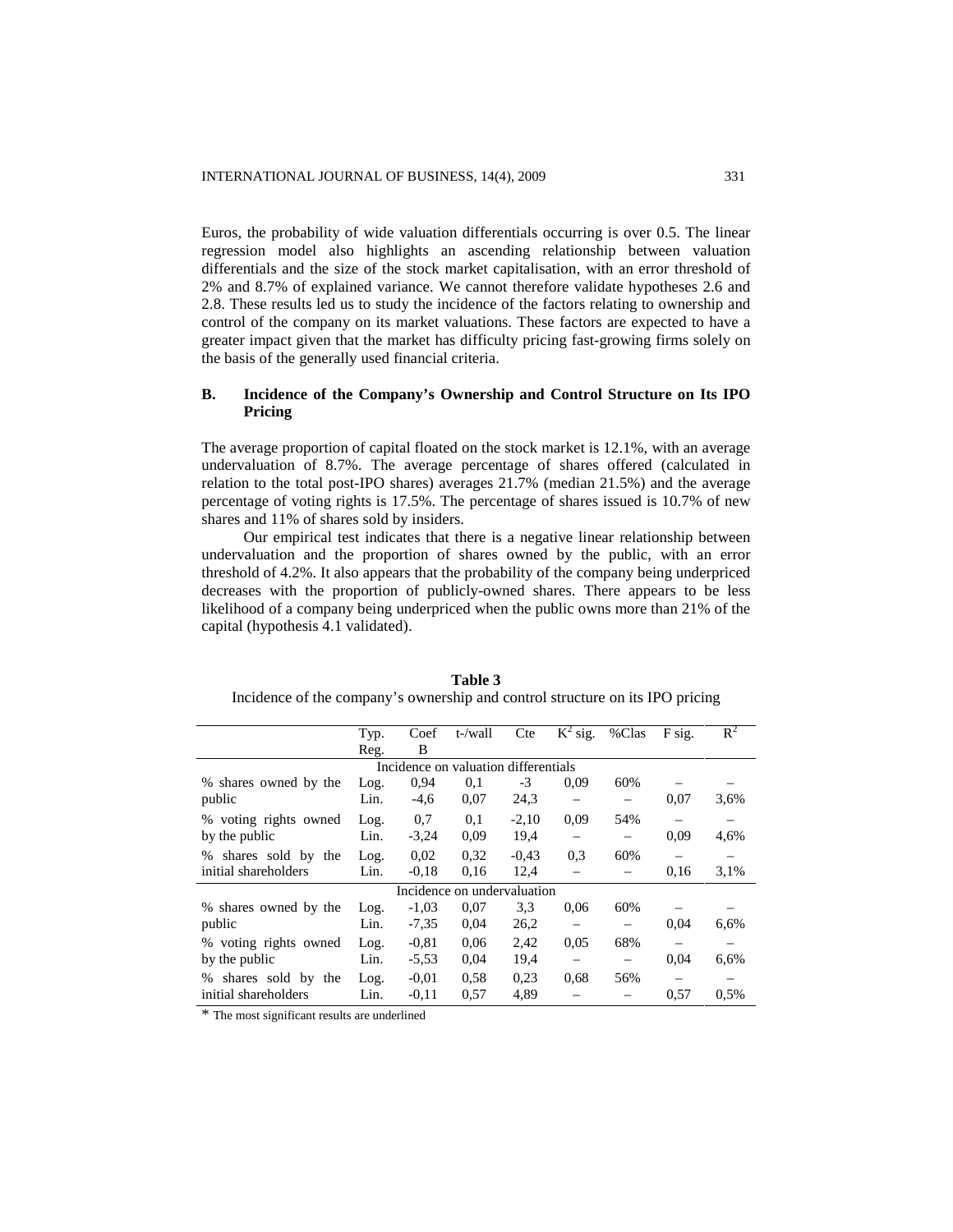Euros, the probability of wide valuation differentials occurring is over 0.5. The linear regression model also highlights an ascending relationship between valuation differentials and the size of the stock market capitalisation, with an error threshold of 2% and 8.7% of explained variance. We cannot therefore validate hypotheses 2.6 and 2.8. These results led us to study the incidence of the factors relating to ownership and control of the company on its market valuations. These factors are expected to have a greater impact given that the market has difficulty pricing fast-growing firms solely on the basis of the generally used financial criteria.

## B. Incidence of the Company's Ownership and Control Structure on Its IPO Pricing

The average proportion of capital floated on the stock market is 12.1%, with an average undervaluation of 8.7%. The average percentage of shares offered (calculated in relation to the total post-IPO shares) averages 21.7% (median 21.5%) and the average percentage of voting rights is 17.5%. The percentage of shares issued is 10.7% of new shares and 11% of shares sold by insiders.

Our empirical test indicates that there is a negative linear relationship between undervaluation and the proportion of shares owned by the public, with an error threshold of 4.2%. It also appears that the probability of the company being underpriced decreases with the proportion of publicly-owned shares. There appears to be less likelihood of a company being underpriced when the public owns more than 21% of the capital (hypothesis 4.1 validated).

**Table 3**
Incidence of the company's ownership and control structure on its IPO pricing

| | Typ. Reg. | Coef B | t-/wall | Cte | $K^2$ sig. | %Clas | F sig. | $R^2$ |
|---|---|---|---|---|---|---|---|---|
| **Incidence on valuation differentials** | | | | | | | | |
| % shares owned by the public | Log. | 0,94 | 0,1 | -3 | 0,09 | 60% | – | – |
| | Lin. | -4,6 | 0,07 | 24,3 | – | – | 0,07 | 3,6% |
| % voting rights owned by the public | Log. | 0,7 | 0,1 | -2,10 | 0,09 | 54% | – | – |
| | Lin. | -3,24 | 0,09 | 19,4 | – | – | 0,09 | 4,6% |
| % shares sold by the initial shareholders | Log. | 0,02 | 0,32 | -0,43 | 0,3 | 60% | – | – |
| | Lin. | -0,18 | 0,16 | 12,4 | – | – | 0,16 | 3,1% |
| **Incidence on undervaluation** | | | | | | | | |
| % shares owned by the public | Log. | -1,03 | 0,07 | 3,3 | 0,06 | 60% | – | – |
| | Lin. | -7,35 | 0,04 | 26,2 | – | – | 0,04 | 6,6% |
| % voting rights owned by the public | Log. | -0,81 | 0,06 | 2,42 | 0,05 | 68% | – | – |
| | Lin. | -5,53 | 0,04 | 19,4 | – | – | 0,04 | 6,6% |
| % shares sold by the initial shareholders | Log. | -0,01 | 0,58 | 0,23 | 0,68 | 56% | – | – |
| | Lin. | -0,11 | 0,57 | 4,89 | – | – | 0,57 | 0,5% |

* The most significant results are underlined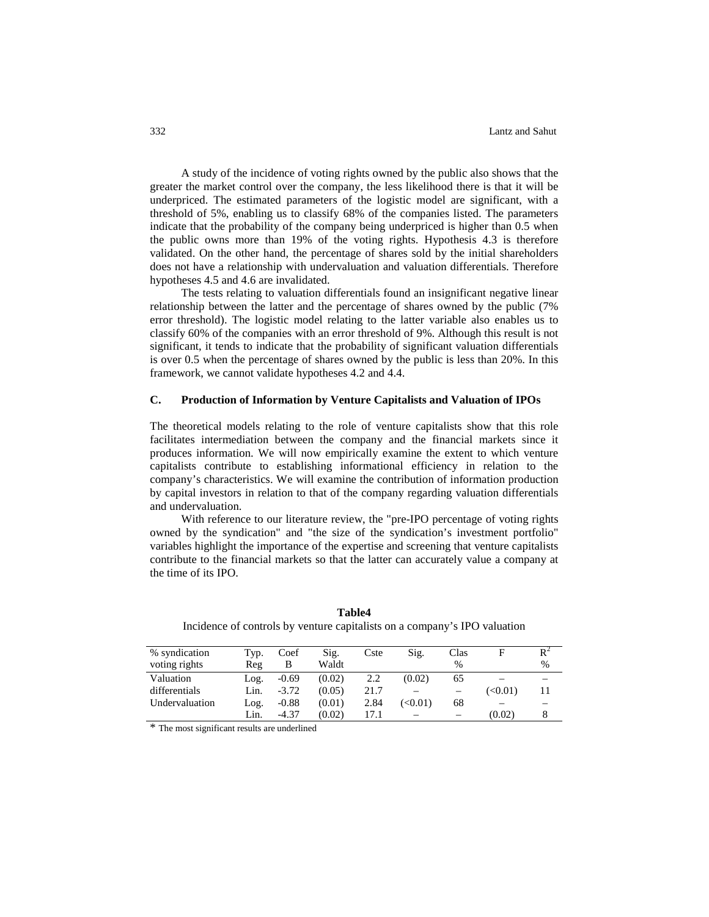A study of the incidence of voting rights owned by the public also shows that the greater the market control over the company, the less likelihood there is that it will be underpriced. The estimated parameters of the logistic model are significant, with a threshold of 5%, enabling us to classify 68% of the companies listed. The parameters indicate that the probability of the company being underpriced is higher than 0.5 when the public owns more than 19% of the voting rights. Hypothesis 4.3 is therefore validated. On the other hand, the percentage of shares sold by the initial shareholders does not have a relationship with undervaluation and valuation differentials. Therefore hypotheses 4.5 and 4.6 are invalidated.

The tests relating to valuation differentials found an insignificant negative linear relationship between the latter and the percentage of shares owned by the public (7% error threshold). The logistic model relating to the latter variable also enables us to classify 60% of the companies with an error threshold of 9%. Although this result is not significant, it tends to indicate that the probability of significant valuation differentials is over 0.5 when the percentage of shares owned by the public is less than 20%. In this framework, we cannot validate hypotheses 4.2 and 4.4.

## C. Production of Information by Venture Capitalists and Valuation of IPOs

The theoretical models relating to the role of venture capitalists show that this role facilitates intermediation between the company and the financial markets since it produces information. We will now empirically examine the extent to which venture capitalists contribute to establishing informational efficiency in relation to the company's characteristics. We will examine the contribution of information production by capital investors in relation to that of the company regarding valuation differentials and undervaluation.

With reference to our literature review, the "pre-IPO percentage of voting rights owned by the syndication" and "the size of the syndication's investment portfolio" variables highlight the importance of the expertise and screening that venture capitalists contribute to the financial markets so that the latter can accurately value a company at the time of its IPO.

**Table4**

Incidence of controls by venture capitalists on a company's IPO valuation

| % syndication voting rights | Typ. Reg | Coef B | Sig. Waldt | Cste | Sig. | Clas % | F | $R^2$ % |
|---|---|---|---|---|---|---|---|---|
| Valuation differentials | Log. | -0.69 | (0.02) | 2.2 | (0.02) | 65 | – | – |
| | Lin. | -3.72 | (0.05) | 21.7 | – | – | (<0.01) | 11 |
| Undervaluation | Log. | -0.88 | (0.01) | 2.84 | (<0.01) | 68 | – | – |
| | Lin. | -4.37 | (0.02) | 17.1 | – | – | (0.02) | 8 |

* The most significant results are underlined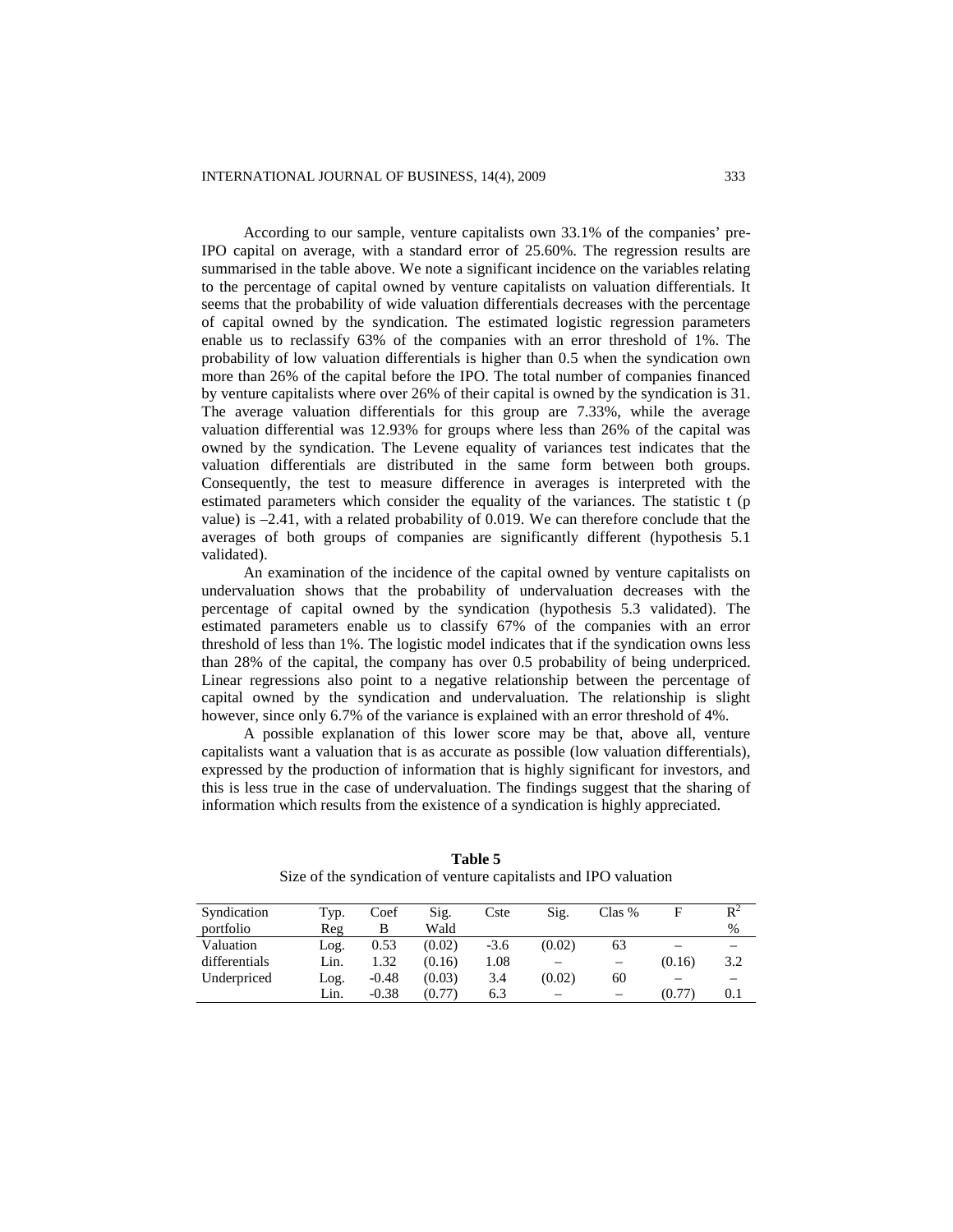According to our sample, venture capitalists own 33.1% of the companies' pre-IPO capital on average, with a standard error of 25.60%. The regression results are summarised in the table above. We note a significant incidence on the variables relating to the percentage of capital owned by venture capitalists on valuation differentials. It seems that the probability of wide valuation differentials decreases with the percentage of capital owned by the syndication. The estimated logistic regression parameters enable us to reclassify 63% of the companies with an error threshold of 1%. The probability of low valuation differentials is higher than 0.5 when the syndication own more than 26% of the capital before the IPO. The total number of companies financed by venture capitalists where over 26% of their capital is owned by the syndication is 31. The average valuation differentials for this group are 7.33%, while the average valuation differential was 12.93% for groups where less than 26% of the capital was owned by the syndication. The Levene equality of variances test indicates that the valuation differentials are distributed in the same form between both groups. Consequently, the test to measure difference in averages is interpreted with the estimated parameters which consider the equality of the variances. The statistic t (p value) is –2.41, with a related probability of 0.019. We can therefore conclude that the averages of both groups of companies are significantly different (hypothesis 5.1 validated).

An examination of the incidence of the capital owned by venture capitalists on undervaluation shows that the probability of undervaluation decreases with the percentage of capital owned by the syndication (hypothesis 5.3 validated). The estimated parameters enable us to classify 67% of the companies with an error threshold of less than 1%. The logistic model indicates that if the syndication owns less than 28% of the capital, the company has over 0.5 probability of being underpriced. Linear regressions also point to a negative relationship between the percentage of capital owned by the syndication and undervaluation. The relationship is slight however, since only 6.7% of the variance is explained with an error threshold of 4%.

A possible explanation of this lower score may be that, above all, venture capitalists want a valuation that is as accurate as possible (low valuation differentials), expressed by the production of information that is highly significant for investors, and this is less true in the case of undervaluation. The findings suggest that the sharing of information which results from the existence of a syndication is highly appreciated.

**Table 5**
Size of the syndication of venture capitalists and IPO valuation

| Syndication portfolio | Typ. Reg | Coef B | Sig. Wald | Cste | Sig. | Clas % | F | $R^2$ % |
|---|---|---|---|---|---|---|---|---|
| Valuation differentials | Log. | 0.53 | (0.02) | -3.6 | (0.02) | 63 | – | – |
| | Lin. | 1.32 | (0.16) | 1.08 | – | – | (0.16) | 3.2 |
| Underpriced | Log. | -0.48 | (0.03) | 3.4 | (0.02) | 60 | – | – |
| | Lin. | -0.38 | (0.77) | 6.3 | – | – | (0.77) | 0.1 |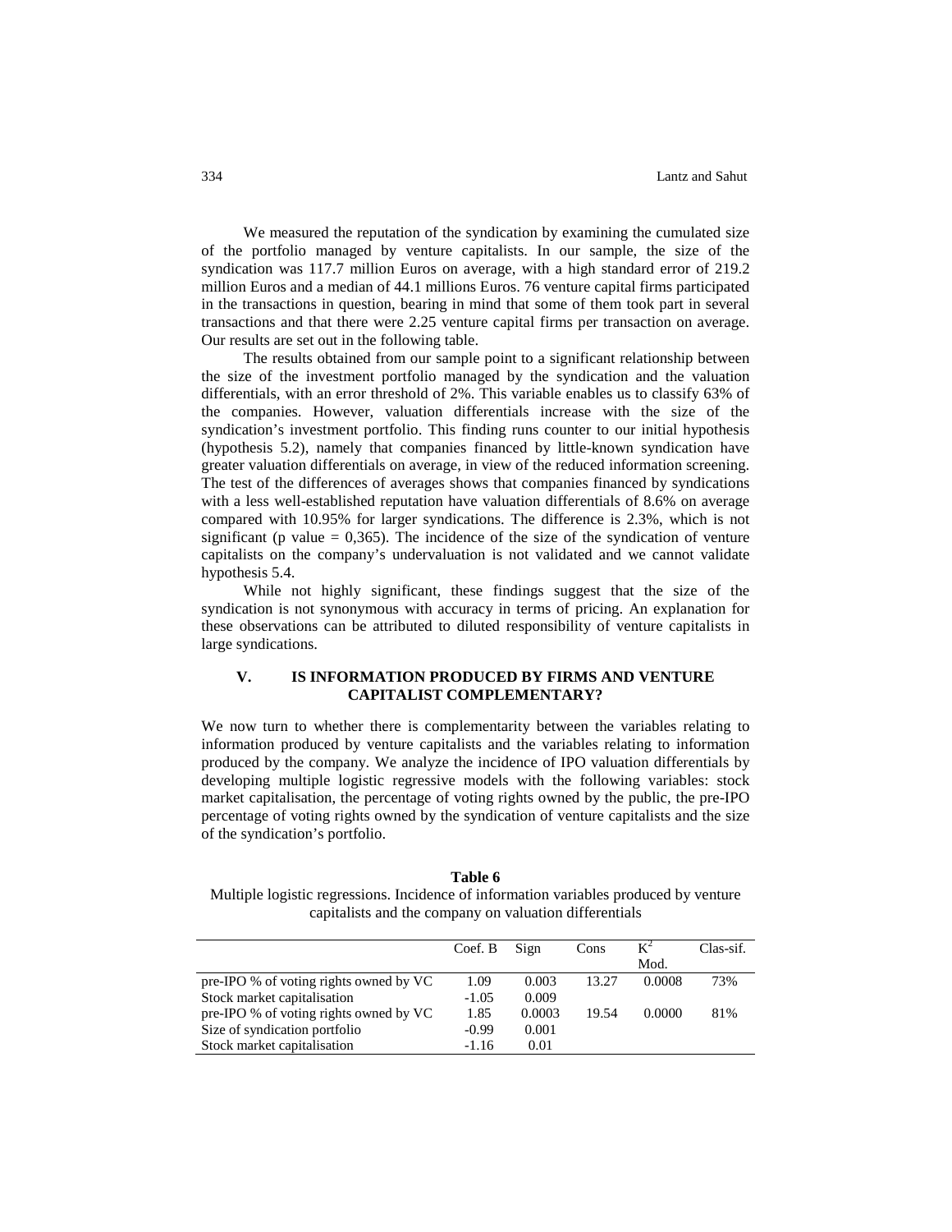We measured the reputation of the syndication by examining the cumulated size of the portfolio managed by venture capitalists. In our sample, the size of the syndication was 117.7 million Euros on average, with a high standard error of 219.2 million Euros and a median of 44.1 millions Euros. 76 venture capital firms participated in the transactions in question, bearing in mind that some of them took part in several transactions and that there were 2.25 venture capital firms per transaction on average. Our results are set out in the following table.

The results obtained from our sample point to a significant relationship between the size of the investment portfolio managed by the syndication and the valuation differentials, with an error threshold of 2%. This variable enables us to classify 63% of the companies. However, valuation differentials increase with the size of the syndication's investment portfolio. This finding runs counter to our initial hypothesis (hypothesis 5.2), namely that companies financed by little-known syndication have greater valuation differentials on average, in view of the reduced information screening. The test of the differences of averages shows that companies financed by syndications with a less well-established reputation have valuation differentials of 8.6% on average compared with 10.95% for larger syndications. The difference is 2.3%, which is not significant (p value = 0,365). The incidence of the size of the syndication of venture capitalists on the company's undervaluation is not validated and we cannot validate hypothesis 5.4.

While not highly significant, these findings suggest that the size of the syndication is not synonymous with accuracy in terms of pricing. An explanation for these observations can be attributed to diluted responsibility of venture capitalists in large syndications.

## V. IS INFORMATION PRODUCED BY FIRMS AND VENTURE CAPITALIST COMPLEMENTARY?

We now turn to whether there is complementarity between the variables relating to information produced by venture capitalists and the variables relating to information produced by the company. We analyze the incidence of IPO valuation differentials by developing multiple logistic regressive models with the following variables: stock market capitalisation, the percentage of voting rights owned by the public, the pre-IPO percentage of voting rights owned by the syndication of venture capitalists and the size of the syndication's portfolio.

**Table 6**

Multiple logistic regressions. Incidence of information variables produced by venture capitalists and the company on valuation differentials

| | Coef. B | Sign | Cons | $K^2$ Mod. | Clas-sif. |
|---|---|---|---|---|---|
| pre-IPO % of voting rights owned by VC | 1.09 | 0.003 | 13.27 | 0.0008 | 73% |
| Stock market capitalisation | -1.05 | 0.009 | | | |
| pre-IPO % of voting rights owned by VC | 1.85 | 0.0003 | 19.54 | 0.0000 | 81% |
| Size of syndication portfolio | -0.99 | 0.001 | | | |
| Stock market capitalisation | -1.16 | 0.01 | | | |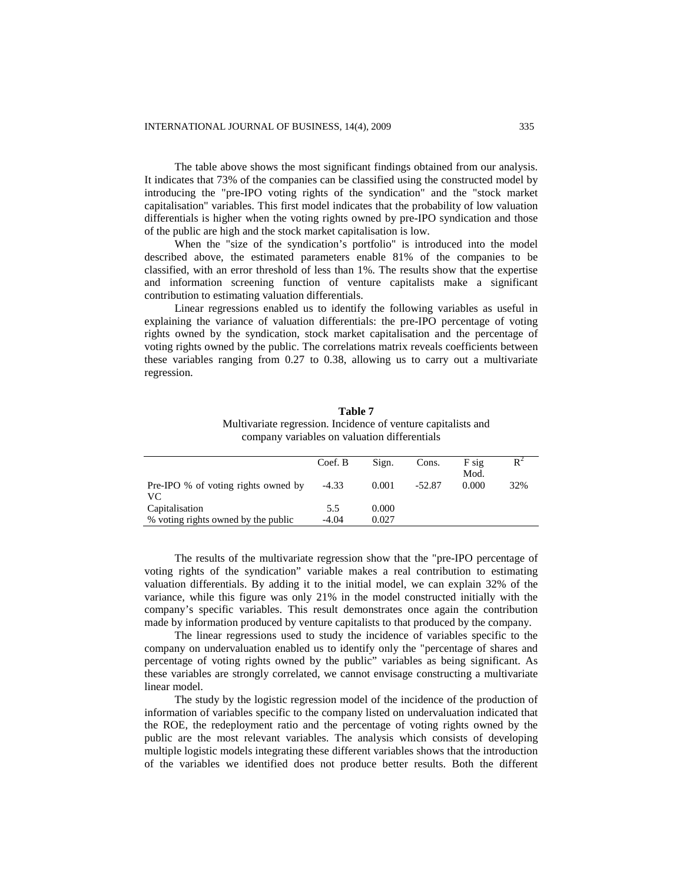The table above shows the most significant findings obtained from our analysis. It indicates that 73% of the companies can be classified using the constructed model by introducing the "pre-IPO voting rights of the syndication" and the "stock market capitalisation" variables. This first model indicates that the probability of low valuation differentials is higher when the voting rights owned by pre-IPO syndication and those of the public are high and the stock market capitalisation is low.

When the "size of the syndication's portfolio" is introduced into the model described above, the estimated parameters enable 81% of the companies to be classified, with an error threshold of less than 1%. The results show that the expertise and information screening function of venture capitalists make a significant contribution to estimating valuation differentials.

Linear regressions enabled us to identify the following variables as useful in explaining the variance of valuation differentials: the pre-IPO percentage of voting rights owned by the syndication, stock market capitalisation and the percentage of voting rights owned by the public. The correlations matrix reveals coefficients between these variables ranging from 0.27 to 0.38, allowing us to carry out a multivariate regression.

**Table 7**
Multivariate regression. Incidence of venture capitalists and company variables on valuation differentials

| | Coef. B | Sign. | Cons. | F sig Mod. | $R^2$ |
|---|---|---|---|---|---|
| Pre-IPO % of voting rights owned by VC | -4.33 | 0.001 | -52.87 | 0.000 | 32% |
| Capitalisation | 5.5 | 0.000 | | | |
| % voting rights owned by the public | -4.04 | 0.027 | | | |

The results of the multivariate regression show that the "pre-IPO percentage of voting rights of the syndication" variable makes a real contribution to estimating valuation differentials. By adding it to the initial model, we can explain 32% of the variance, while this figure was only 21% in the model constructed initially with the company's specific variables. This result demonstrates once again the contribution made by information produced by venture capitalists to that produced by the company.

The linear regressions used to study the incidence of variables specific to the company on undervaluation enabled us to identify only the "percentage of shares and percentage of voting rights owned by the public" variables as being significant. As these variables are strongly correlated, we cannot envisage constructing a multivariate linear model.

The study by the logistic regression model of the incidence of the production of information of variables specific to the company listed on undervaluation indicated that the ROE, the redeployment ratio and the percentage of voting rights owned by the public are the most relevant variables. The analysis which consists of developing multiple logistic models integrating these different variables shows that the introduction of the variables we identified does not produce better results. Both the different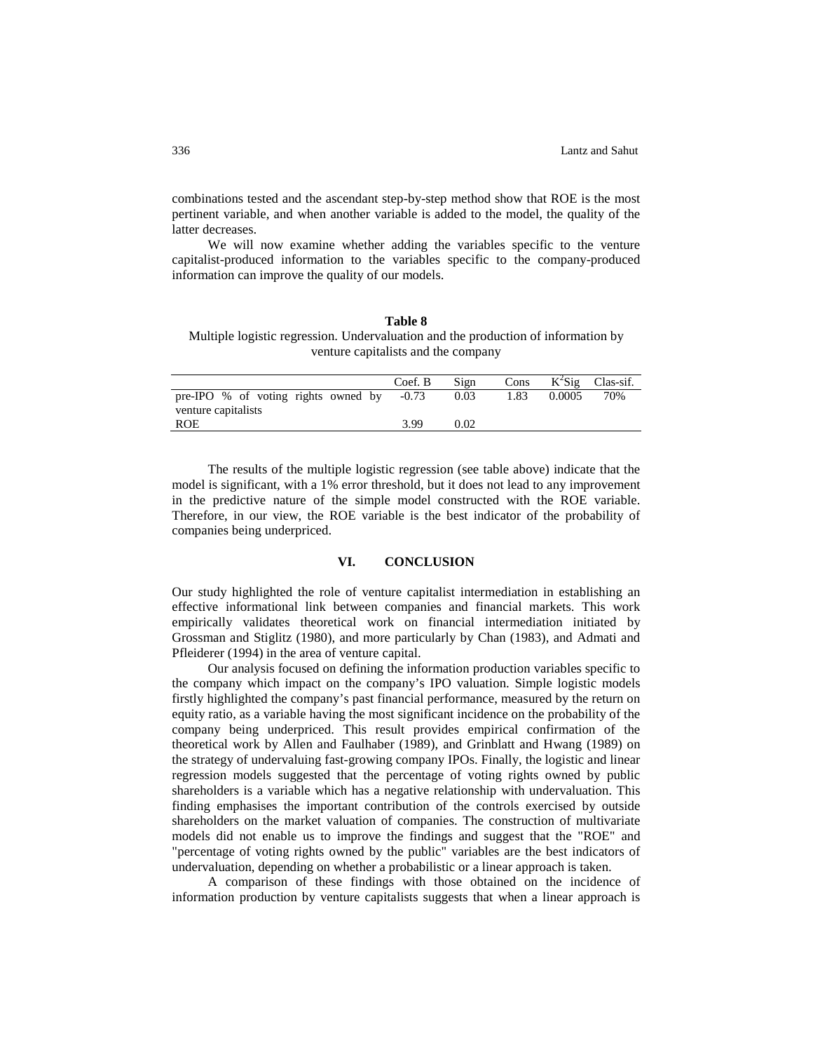combinations tested and the ascendant step-by-step method show that ROE is the most pertinent variable, and when another variable is added to the model, the quality of the latter decreases.

We will now examine whether adding the variables specific to the venture capitalist-produced information to the variables specific to the company-produced information can improve the quality of our models.

**Table 8**
Multiple logistic regression. Undervaluation and the production of information by venture capitalists and the company

| | Coef. B | Sign | Cons | $K^2$Sig | Clas-sif. |
|---|---|---|---|---|---|
| pre-IPO % of voting rights owned by venture capitalists | -0.73 | 0.03 | 1.83 | 0.0005 | 70% |
| ROE | 3.99 | 0.02 | | | |

The results of the multiple logistic regression (see table above) indicate that the model is significant, with a 1% error threshold, but it does not lead to any improvement in the predictive nature of the simple model constructed with the ROE variable. Therefore, in our view, the ROE variable is the best indicator of the probability of companies being underpriced.

## VI. CONCLUSION

Our study highlighted the role of venture capitalist intermediation in establishing an effective informational link between companies and financial markets. This work empirically validates theoretical work on financial intermediation initiated by Grossman and Stiglitz (1980), and more particularly by Chan (1983), and Admati and Pfleiderer (1994) in the area of venture capital.

Our analysis focused on defining the information production variables specific to the company which impact on the company's IPO valuation. Simple logistic models firstly highlighted the company's past financial performance, measured by the return on equity ratio, as a variable having the most significant incidence on the probability of the company being underpriced. This result provides empirical confirmation of the theoretical work by Allen and Faulhaber (1989), and Grinblatt and Hwang (1989) on the strategy of undervaluing fast-growing company IPOs. Finally, the logistic and linear regression models suggested that the percentage of voting rights owned by public shareholders is a variable which has a negative relationship with undervaluation. This finding emphasises the important contribution of the controls exercised by outside shareholders on the market valuation of companies. The construction of multivariate models did not enable us to improve the findings and suggest that the "ROE" and "percentage of voting rights owned by the public" variables are the best indicators of undervaluation, depending on whether a probabilistic or a linear approach is taken.

A comparison of these findings with those obtained on the incidence of information production by venture capitalists suggests that when a linear approach is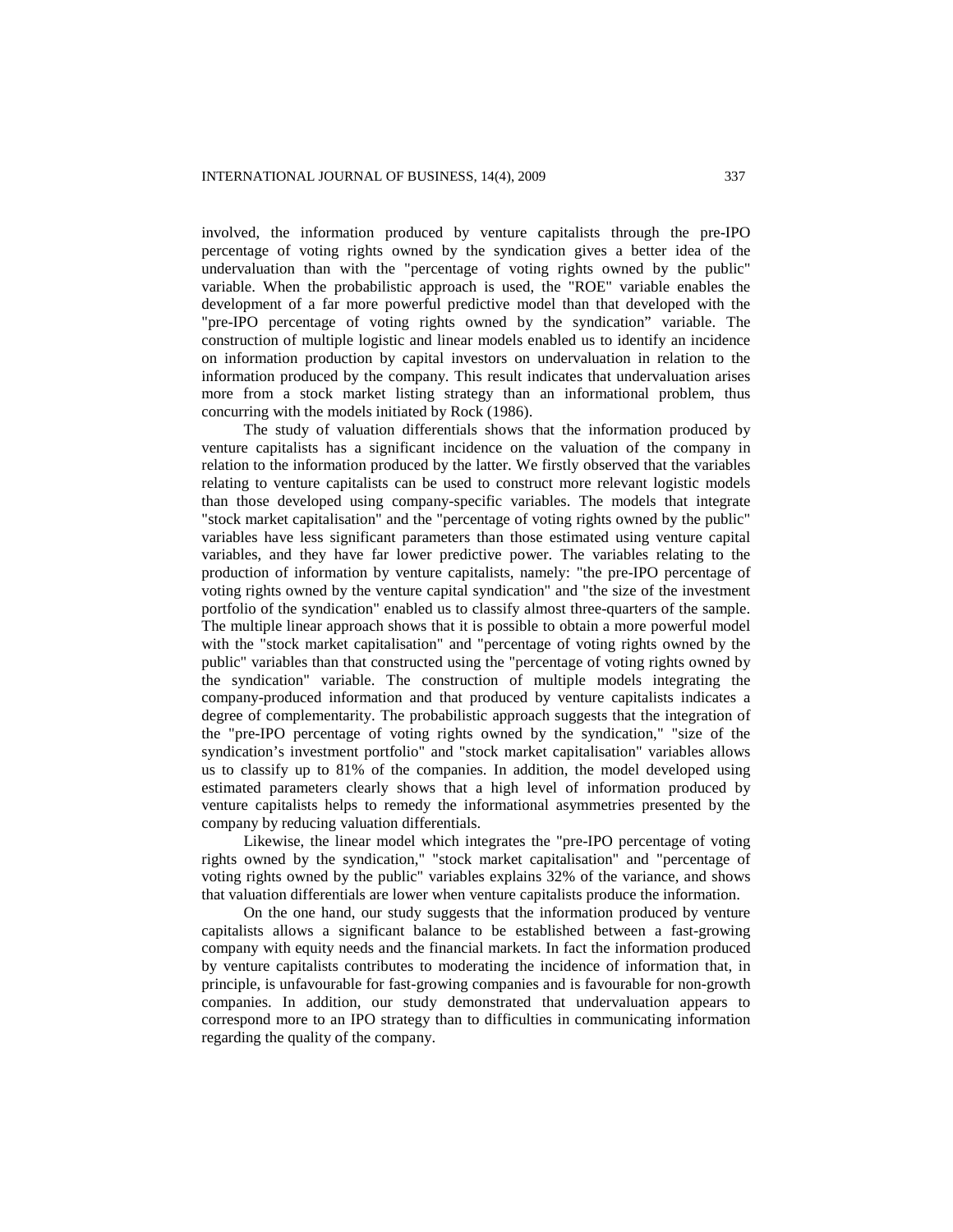involved, the information produced by venture capitalists through the pre-IPO percentage of voting rights owned by the syndication gives a better idea of the undervaluation than with the "percentage of voting rights owned by the public" variable. When the probabilistic approach is used, the "ROE" variable enables the development of a far more powerful predictive model than that developed with the "pre-IPO percentage of voting rights owned by the syndication" variable. The construction of multiple logistic and linear models enabled us to identify an incidence on information production by capital investors on undervaluation in relation to the information produced by the company. This result indicates that undervaluation arises more from a stock market listing strategy than an informational problem, thus concurring with the models initiated by Rock (1986).

The study of valuation differentials shows that the information produced by venture capitalists has a significant incidence on the valuation of the company in relation to the information produced by the latter. We firstly observed that the variables relating to venture capitalists can be used to construct more relevant logistic models than those developed using company-specific variables. The models that integrate "stock market capitalisation" and the "percentage of voting rights owned by the public" variables have less significant parameters than those estimated using venture capital variables, and they have far lower predictive power. The variables relating to the production of information by venture capitalists, namely: "the pre-IPO percentage of voting rights owned by the venture capital syndication" and "the size of the investment portfolio of the syndication" enabled us to classify almost three-quarters of the sample. The multiple linear approach shows that it is possible to obtain a more powerful model with the "stock market capitalisation" and "percentage of voting rights owned by the public" variables than that constructed using the "percentage of voting rights owned by the syndication" variable. The construction of multiple models integrating the company-produced information and that produced by venture capitalists indicates a degree of complementarity. The probabilistic approach suggests that the integration of the "pre-IPO percentage of voting rights owned by the syndication," "size of the syndication's investment portfolio" and "stock market capitalisation" variables allows us to classify up to 81% of the companies. In addition, the model developed using estimated parameters clearly shows that a high level of information produced by venture capitalists helps to remedy the informational asymmetries presented by the company by reducing valuation differentials.

Likewise, the linear model which integrates the "pre-IPO percentage of voting rights owned by the syndication," "stock market capitalisation" and "percentage of voting rights owned by the public" variables explains 32% of the variance, and shows that valuation differentials are lower when venture capitalists produce the information.

On the one hand, our study suggests that the information produced by venture capitalists allows a significant balance to be established between a fast-growing company with equity needs and the financial markets. In fact the information produced by venture capitalists contributes to moderating the incidence of information that, in principle, is unfavourable for fast-growing companies and is favourable for non-growth companies. In addition, our study demonstrated that undervaluation appears to correspond more to an IPO strategy than to difficulties in communicating information regarding the quality of the company.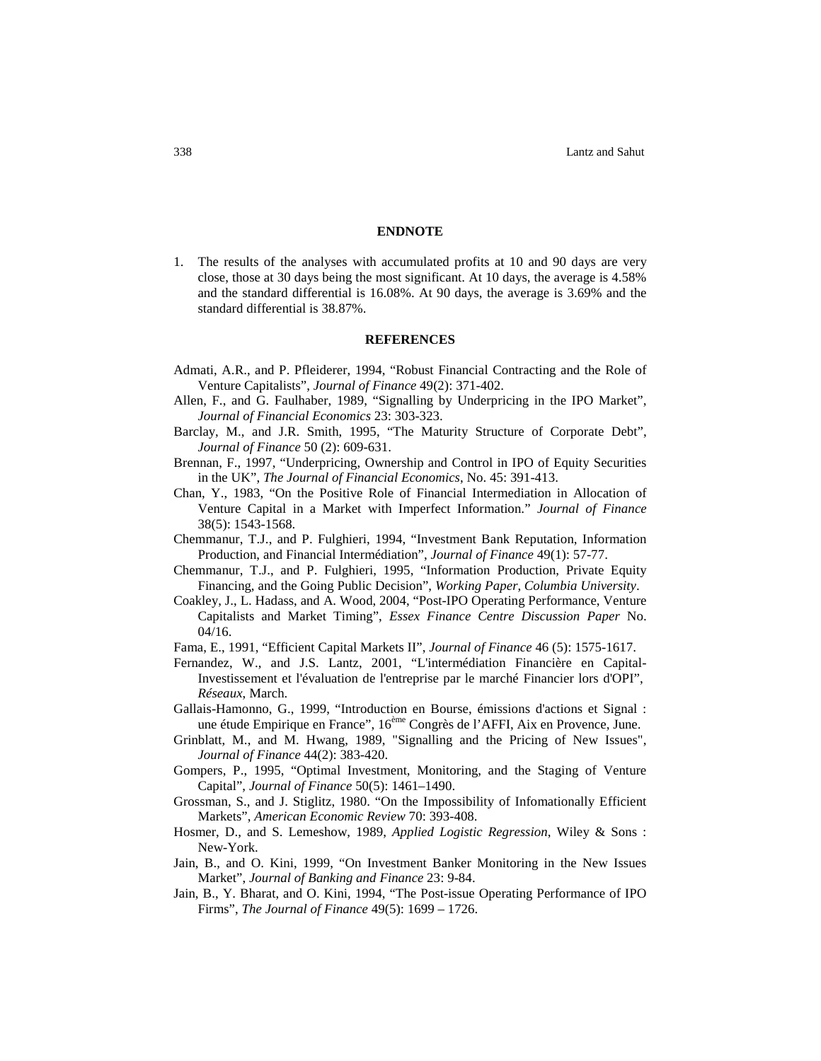## ENDNOTE

1. The results of the analyses with accumulated profits at 10 and 90 days are very close, those at 30 days being the most significant. At 10 days, the average is 4.58% and the standard differential is 16.08%. At 90 days, the average is 3.69% and the standard differential is 38.87%.

## REFERENCES

Admati, A.R., and P. Pfleiderer, 1994, "Robust Financial Contracting and the Role of Venture Capitalists", *Journal of Finance* 49(2): 371-402.

Allen, F., and G. Faulhaber, 1989, "Signalling by Underpricing in the IPO Market", *Journal of Financial Economics* 23: 303-323.

Barclay, M., and J.R. Smith, 1995, "The Maturity Structure of Corporate Debt", *Journal of Finance* 50 (2): 609-631.

Brennan, F., 1997, "Underpricing, Ownership and Control in IPO of Equity Securities in the UK", *The Journal of Financial Economics*, No. 45: 391-413.

Chan, Y., 1983, "On the Positive Role of Financial Intermediation in Allocation of Venture Capital in a Market with Imperfect Information." *Journal of Finance* 38(5): 1543-1568.

Chemmanur, T.J., and P. Fulghieri, 1994, "Investment Bank Reputation, Information Production, and Financial Intermédiation", *Journal of Finance* 49(1): 57-77.

Chemmanur, T.J., and P. Fulghieri, 1995, "Information Production, Private Equity Financing, and the Going Public Decision", *Working Paper, Columbia University*.

Coakley, J., L. Hadass, and A. Wood, 2004, "Post-IPO Operating Performance, Venture Capitalists and Market Timing", *Essex Finance Centre Discussion Paper* No. 04/16.

Fama, E., 1991, "Efficient Capital Markets II", *Journal of Finance* 46 (5): 1575-1617.

Fernandez, W., and J.S. Lantz, 2001, "L'intermédiation Financière en Capital-Investissement et l'évaluation de l'entreprise par le marché Financier lors d'OPI", *Réseaux*, March.

Gallais-Hamonno, G., 1999, "Introduction en Bourse, émissions d'actions et Signal : une étude Empirique en France", 16[ème] Congrès de l'AFFI, Aix en Provence, June.

Grinblatt, M., and M. Hwang, 1989, "Signalling and the Pricing of New Issues", *Journal of Finance* 44(2): 383-420.

Gompers, P., 1995, "Optimal Investment, Monitoring, and the Staging of Venture Capital", *Journal of Finance* 50(5): 1461–1490.

Grossman, S., and J. Stiglitz, 1980. "On the Impossibility of Infomationally Efficient Markets", *American Economic Review* 70: 393-408.

Hosmer, D., and S. Lemeshow, 1989, *Applied Logistic Regression*, Wiley & Sons : New-York.

Jain, B., and O. Kini, 1999, "On Investment Banker Monitoring in the New Issues Market", *Journal of Banking and Finance* 23: 9-84.

Jain, B., Y. Bharat, and O. Kini, 1994, "The Post-issue Operating Performance of IPO Firms", *The Journal of Finance* 49(5): 1699 – 1726.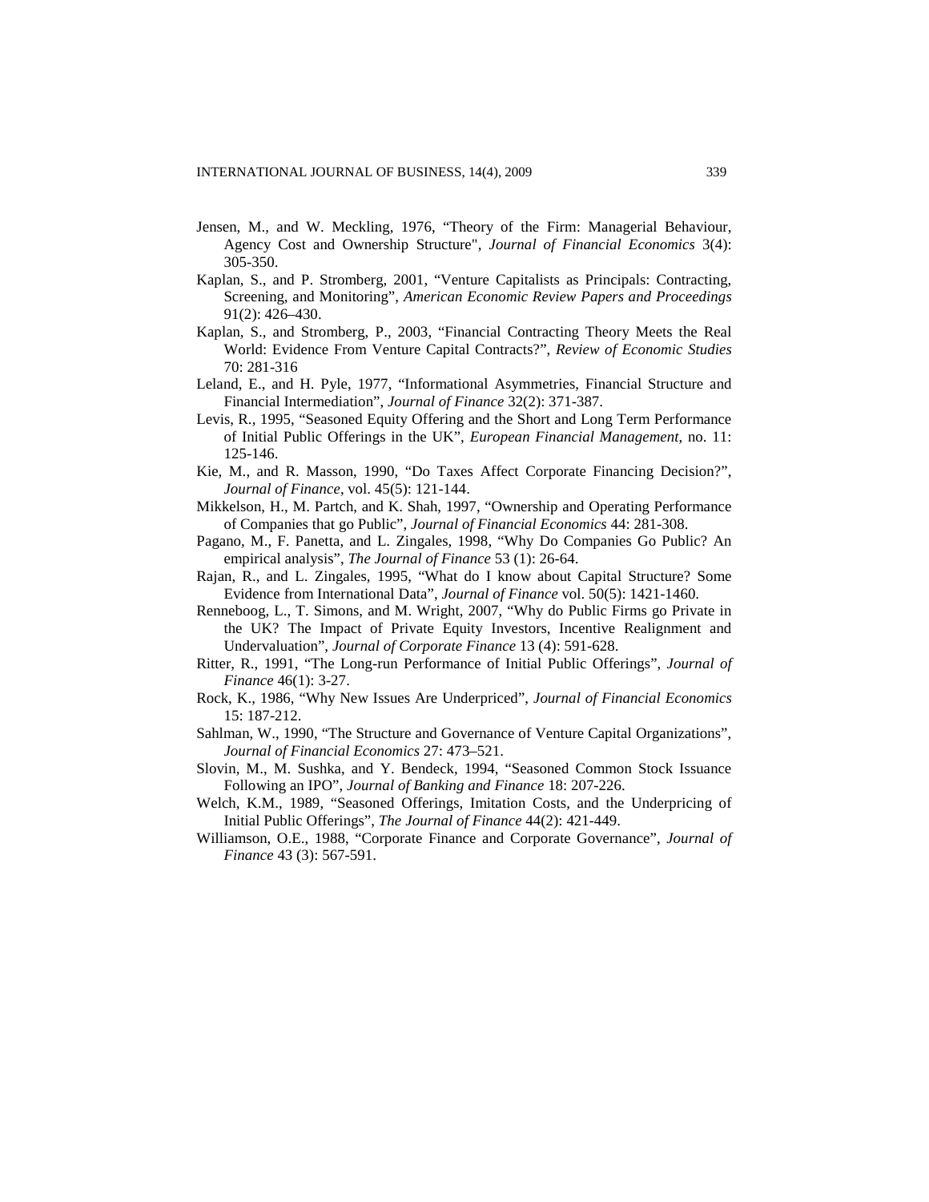Jensen, M., and W. Meckling, 1976, "Theory of the Firm: Managerial Behaviour, Agency Cost and Ownership Structure", *Journal of Financial Economics* 3(4): 305-350.

Kaplan, S., and P. Stromberg, 2001, "Venture Capitalists as Principals: Contracting, Screening, and Monitoring", *American Economic Review Papers and Proceedings* 91(2): 426–430.

Kaplan, S., and Stromberg, P., 2003, "Financial Contracting Theory Meets the Real World: Evidence From Venture Capital Contracts?", *Review of Economic Studies* 70: 281-316

Leland, E., and H. Pyle, 1977, "Informational Asymmetries, Financial Structure and Financial Intermediation", *Journal of Finance* 32(2): 371-387.

Levis, R., 1995, "Seasoned Equity Offering and the Short and Long Term Performance of Initial Public Offerings in the UK", *European Financial Management*, no. 11: 125-146.

Kie, M., and R. Masson, 1990, "Do Taxes Affect Corporate Financing Decision?", *Journal of Finance*, vol. 45(5): 121-144.

Mikkelson, H., M. Partch, and K. Shah, 1997, "Ownership and Operating Performance of Companies that go Public", *Journal of Financial Economics* 44: 281-308.

Pagano, M., F. Panetta, and L. Zingales, 1998, "Why Do Companies Go Public? An empirical analysis", *The Journal of Finance* 53 (1): 26-64.

Rajan, R., and L. Zingales, 1995, "What do I know about Capital Structure? Some Evidence from International Data", *Journal of Finance* vol. 50(5): 1421-1460.

Renneboog, L., T. Simons, and M. Wright, 2007, "Why do Public Firms go Private in the UK? The Impact of Private Equity Investors, Incentive Realignment and Undervaluation", *Journal of Corporate Finance* 13 (4): 591-628.

Ritter, R., 1991, "The Long-run Performance of Initial Public Offerings", *Journal of Finance* 46(1): 3-27.

Rock, K., 1986, "Why New Issues Are Underpriced", *Journal of Financial Economics* 15: 187-212.

Sahlman, W., 1990, "The Structure and Governance of Venture Capital Organizations", *Journal of Financial Economics* 27: 473–521.

Slovin, M., M. Sushka, and Y. Bendeck, 1994, "Seasoned Common Stock Issuance Following an IPO", *Journal of Banking and Finance* 18: 207-226.

Welch, K.M., 1989, "Seasoned Offerings, Imitation Costs, and the Underpricing of Initial Public Offerings", *The Journal of Finance* 44(2): 421-449.

Williamson, O.E., 1988, "Corporate Finance and Corporate Governance", *Journal of Finance* 43 (3): 567-591.